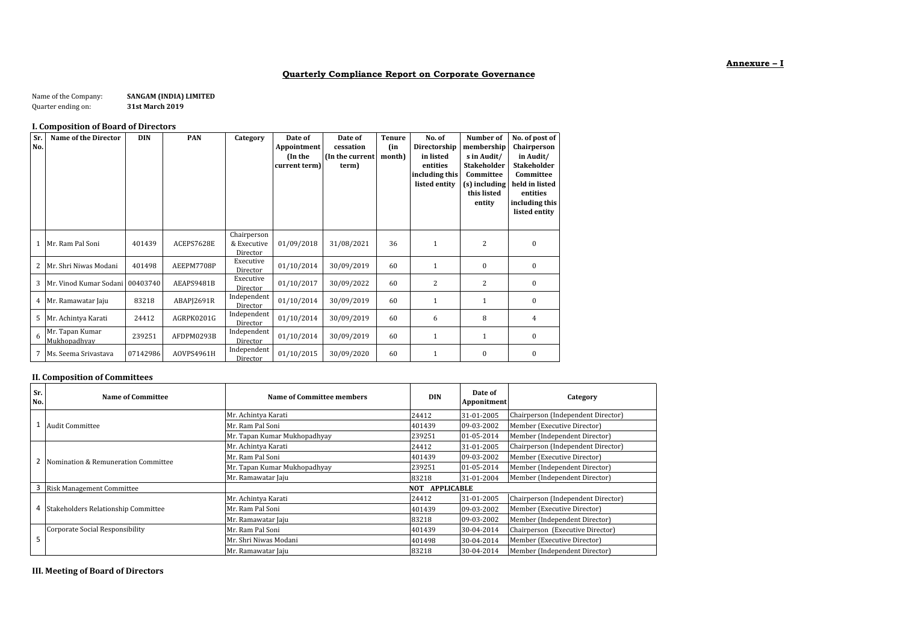**Annexure – I**

# Quarterly Compliance Report on Corporate Governance

Name of the Company: **SANGAM (INDIA) LIMITED**
Quarter ending on: **31st March 2019**

## I. Composition of Board of Directors

| Sr. No. | Name of the Director | DIN | PAN | Category | Date of Appointment (In the current term) | Date of cessation (In the current term) | Tenure (in month) | No. of Directorship in listed entities including this listed entity | Number of memberships in Audit/ Stakeholder Committee (s) including this listed entity | No. of post of Chairperson in Audit/ Stakeholder Committee held in listed entities including this listed entity |
|---|---|---|---|---|---|---|---|---|---|---|
| 1 | Mr. Ram Pal Soni | 401439 | ACEPS7628E | Chairperson & Executive Director | 01/09/2018 | 31/08/2021 | 36 | 1 | 2 | 0 |
| 2 | Mr. Shri Niwas Modani | 401498 | AEEPM7708P | Executive Director | 01/10/2014 | 30/09/2019 | 60 | 1 | 0 | 0 |
| 3 | Mr. Vinod Kumar Sodani | 00403740 | AEAPS9481B | Executive Director | 01/10/2017 | 30/09/2022 | 60 | 2 | 2 | 0 |
| 4 | Mr. Ramawatar Jaju | 83218 | ABAPJ2691R | Independent Director | 01/10/2014 | 30/09/2019 | 60 | 1 | 1 | 0 |
| 5 | Mr. Achintya Karati | 24412 | AGRPK0201G | Independent Director | 01/10/2014 | 30/09/2019 | 60 | 6 | 8 | 4 |
| 6 | Mr. Tapan Kumar Mukhopadhyay | 239251 | AFDPM0293B | Independent Director | 01/10/2014 | 30/09/2019 | 60 | 1 | 1 | 0 |
| 7 | Ms. Seema Srivastava | 07142986 | AOVPS4961H | Independent Director | 01/10/2015 | 30/09/2020 | 60 | 1 | 0 | 0 |

## II. Composition of Committees

| Sr. No. | Name of Committee | Name of Committee members | DIN | Date of Appointment | Category |
|---|---|---|---|---|---|
| 1 | Audit Committee | Mr. Achintya Karati | 24412 | 31-01-2005 | Chairperson (Independent Director) |
| | | Mr. Ram Pal Soni | 401439 | 09-03-2002 | Member (Executive Director) |
| | | Mr. Tapan Kumar Mukhopadhyay | 239251 | 01-05-2014 | Member (Independent Director) |
| 2 | Nomination & Remuneration Committee | Mr. Achintya Karati | 24412 | 31-01-2005 | Chairperson (Independent Director) |
| | | Mr. Ram Pal Soni | 401439 | 09-03-2002 | Member (Executive Director) |
| | | Mr. Tapan Kumar Mukhopadhyay | 239251 | 01-05-2014 | Member (Independent Director) |
| | | Mr. Ramawatar Jaju | 83218 | 31-01-2004 | Member (Independent Director) |
| 3 | Risk Management Committee | NOT APPLICABLE | | | |
| 4 | Stakeholders Relationship Committee | Mr. Achintya Karati | 24412 | 31-01-2005 | Chairperson (Independent Director) |
| | | Mr. Ram Pal Soni | 401439 | 09-03-2002 | Member (Executive Director) |
| | | Mr. Ramawatar Jaju | 83218 | 09-03-2002 | Member (Independent Director) |
| 5 | Corporate Social Responsibility | Mr. Ram Pal Soni | 401439 | 30-04-2014 | Chairperson (Executive Director) |
| | | Mr. Shri Niwas Modani | 401498 | 30-04-2014 | Member (Executive Director) |
| | | Mr. Ramawatar Jaju | 83218 | 30-04-2014 | Member (Independent Director) |

## III. Meeting of Board of Directors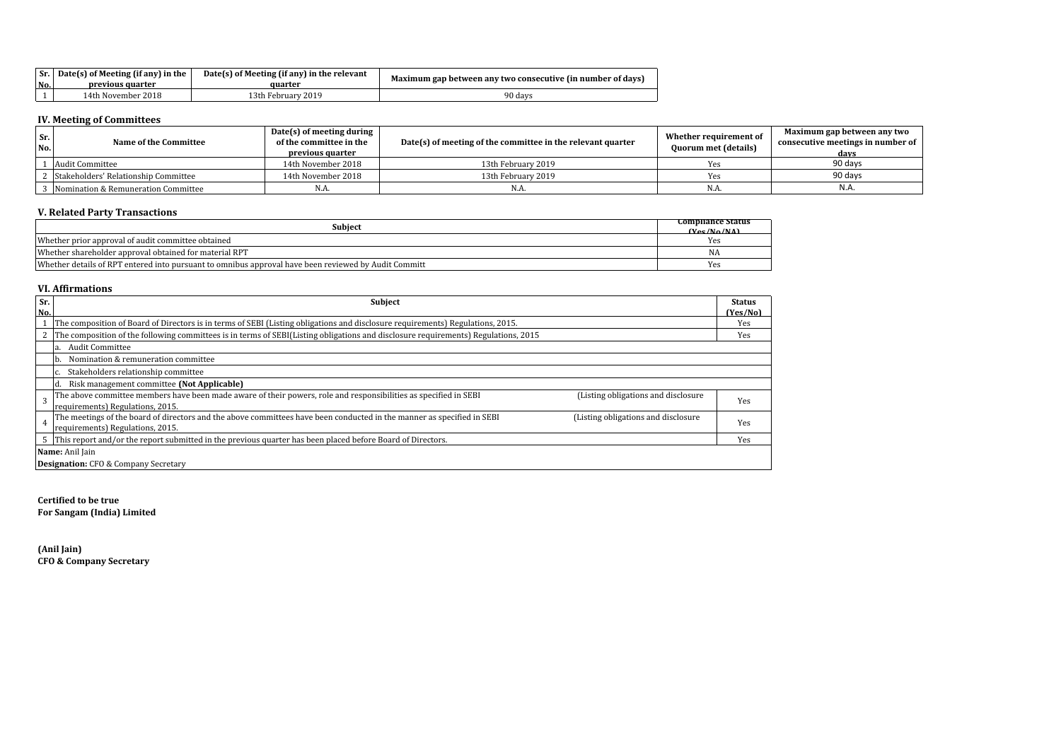| Sr. No. | Date(s) of Meeting (if any) in the previous quarter | Date(s) of Meeting (if any) in the relevant quarter | Maximum gap between any two consecutive (in number of days) |
|---|---|---|---|
| 1 | 14th November 2018 | 13th February 2019 | 90 days |

## IV. Meeting of Committees

| Sr. No. | Name of the Committee | Date(s) of meeting during of the committee in the previous quarter | Date(s) of meeting of the committee in the relevant quarter | Whether requirement of Quorum met (details) | Maximum gap between any two consecutive meetings in number of days |
|---|---|---|---|---|---|
| 1 | Audit Committee | 14th November 2018 | 13th February 2019 | Yes | 90 days |
| 2 | Stakeholders' Relationship Committee | 14th November 2018 | 13th February 2019 | Yes | 90 days |
| 3 | Nomination & Remuneration Committee | N.A. | N.A. | N.A. | N.A. |

## V. Related Party Transactions

| Subject | Compliance Status (Yes/No/NA) |
|---|---|
| Whether prior approval of audit committee obtained | Yes |
| Whether shareholder approval obtained for material RPT | NA |
| Whether details of RPT entered into pursuant to omnibus approval have been reviewed by Audit Committ | Yes |

## VI. Affirmations

| Sr. No. | Subject | Status (Yes/No) |
|---|---|---|
| 1 | The composition of Board of Directors is in terms of SEBI (Listing obligations and disclosure requirements) Regulations, 2015. | Yes |
| 2 | The composition of the following committees is in terms of SEBI(Listing obligations and disclosure requirements) Regulations, 2015 | Yes |
| | a. Audit Committee | |
| | b. Nomination & remuneration committee | |
| | c. Stakeholders relationship committee | |
| | d. Risk management committee **(Not Applicable)** | |
| 3 | The above committee members have been made aware of their powers, role and responsibilities as specified in SEBI (Listing obligations and disclosure requirements) Regulations, 2015. | Yes |
| 4 | The meetings of the board of directors and the above committees have been conducted in the manner as specified in SEBI (Listing obligations and disclosure requirements) Regulations, 2015. | Yes |
| 5 | This report and/or the report submitted in the previous quarter has been placed before Board of Directors. | Yes |
| **Name:** Anil Jain | | |
| **Designation:** CFO & Company Secretary | | |

**Certified to be true**
**For Sangam (India) Limited**

**(Anil Jain)**
**CFO & Company Secretary**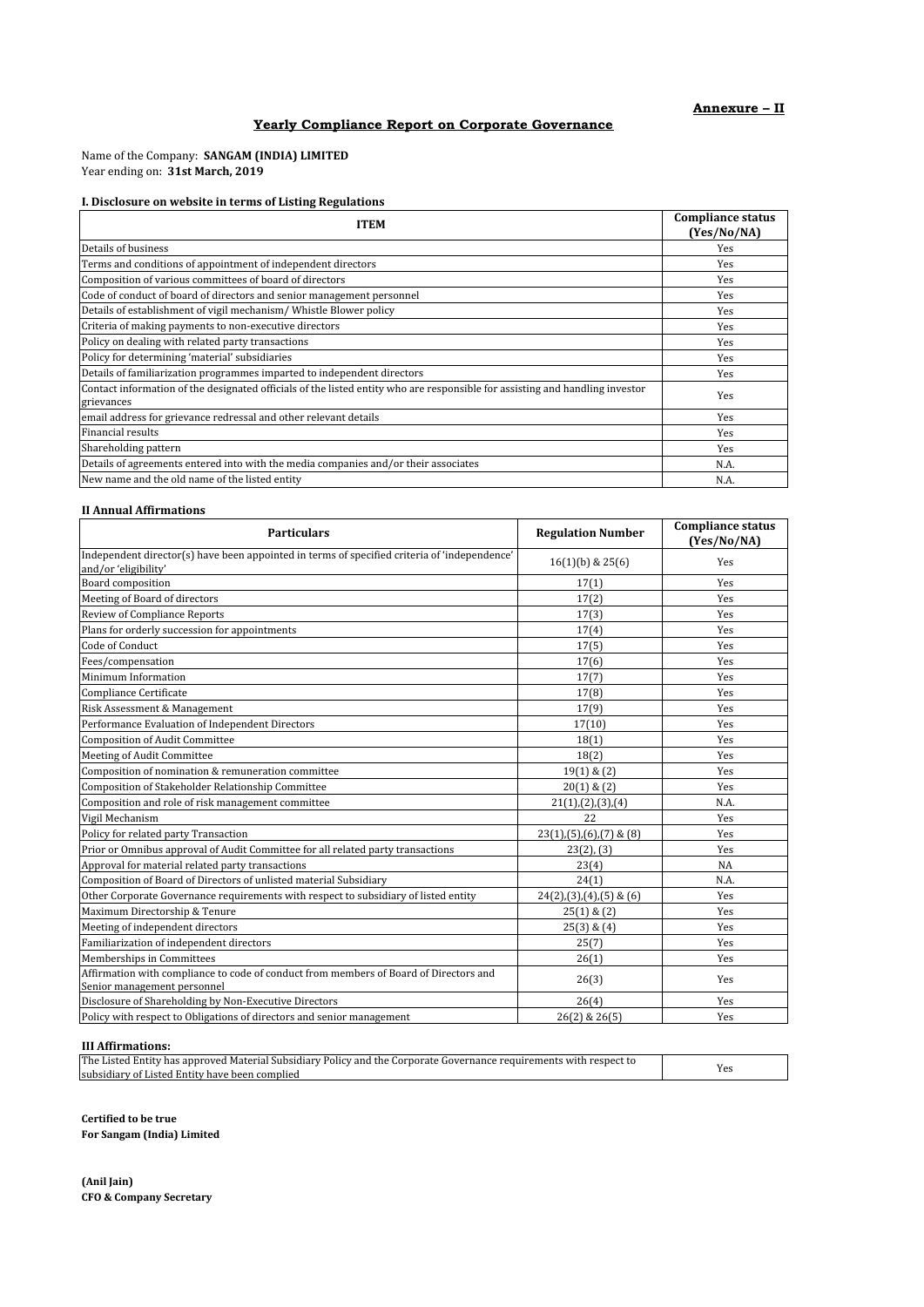**Annexure – II**

## Yearly Compliance Report on Corporate Governance

Name of the Company: **SANGAM (INDIA) LIMITED**
Year ending on: **31st March, 2019**

### I. Disclosure on website in terms of Listing Regulations

| ITEM | Compliance status (Yes/No/NA) |
|---|---|
| Details of business | Yes |
| Terms and conditions of appointment of independent directors | Yes |
| Composition of various committees of board of directors | Yes |
| Code of conduct of board of directors and senior management personnel | Yes |
| Details of establishment of vigil mechanism/ Whistle Blower policy | Yes |
| Criteria of making payments to non-executive directors | Yes |
| Policy on dealing with related party transactions | Yes |
| Policy for determining 'material' subsidiaries | Yes |
| Details of familiarization programmes imparted to independent directors | Yes |
| Contact information of the designated officials of the listed entity who are responsible for assisting and handling investor grievances | Yes |
| email address for grievance redressal and other relevant details | Yes |
| Financial results | Yes |
| Shareholding pattern | Yes |
| Details of agreements entered into with the media companies and/or their associates | N.A. |
| New name and the old name of the listed entity | N.A. |

### II Annual Affirmations

| Particulars | Regulation Number | Compliance status (Yes/No/NA) |
|---|---|---|
| Independent director(s) have been appointed in terms of specified criteria of 'independence' and/or 'eligibility' | 16(1)(b) & 25(6) | Yes |
| Board composition | 17(1) | Yes |
| Meeting of Board of directors | 17(2) | Yes |
| Review of Compliance Reports | 17(3) | Yes |
| Plans for orderly succession for appointments | 17(4) | Yes |
| Code of Conduct | 17(5) | Yes |
| Fees/compensation | 17(6) | Yes |
| Minimum Information | 17(7) | Yes |
| Compliance Certificate | 17(8) | Yes |
| Risk Assessment & Management | 17(9) | Yes |
| Performance Evaluation of Independent Directors | 17(10) | Yes |
| Composition of Audit Committee | 18(1) | Yes |
| Meeting of Audit Committee | 18(2) | Yes |
| Composition of nomination & remuneration committee | 19(1) & (2) | Yes |
| Composition of Stakeholder Relationship Committee | 20(1) & (2) | Yes |
| Composition and role of risk management committee | 21(1),(2),(3),(4) | N.A. |
| Vigil Mechanism | 22 | Yes |
| Policy for related party Transaction | 23(1),(5),(6),(7) & (8) | Yes |
| Prior or Omnibus approval of Audit Committee for all related party transactions | 23(2), (3) | Yes |
| Approval for material related party transactions | 23(4) | NA |
| Composition of Board of Directors of unlisted material Subsidiary | 24(1) | N.A. |
| Other Corporate Governance requirements with respect to subsidiary of listed entity | 24(2),(3),(4),(5) & (6) | Yes |
| Maximum Directorship & Tenure | 25(1) & (2) | Yes |
| Meeting of independent directors | 25(3) & (4) | Yes |
| Familiarization of independent directors | 25(7) | Yes |
| Memberships in Committees | 26(1) | Yes |
| Affirmation with compliance to code of conduct from members of Board of Directors and Senior management personnel | 26(3) | Yes |
| Disclosure of Shareholding by Non-Executive Directors | 26(4) | Yes |
| Policy with respect to Obligations of directors and senior management | 26(2) & 26(5) | Yes |

### III Affirmations:

| | |
|---|---|
| The Listed Entity has approved Material Subsidiary Policy and the Corporate Governance requirements with respect to subsidiary of Listed Entity have been complied | Yes |

**Certified to be true**
**For Sangam (India) Limited**

**(Anil Jain)**
**CFO & Company Secretary**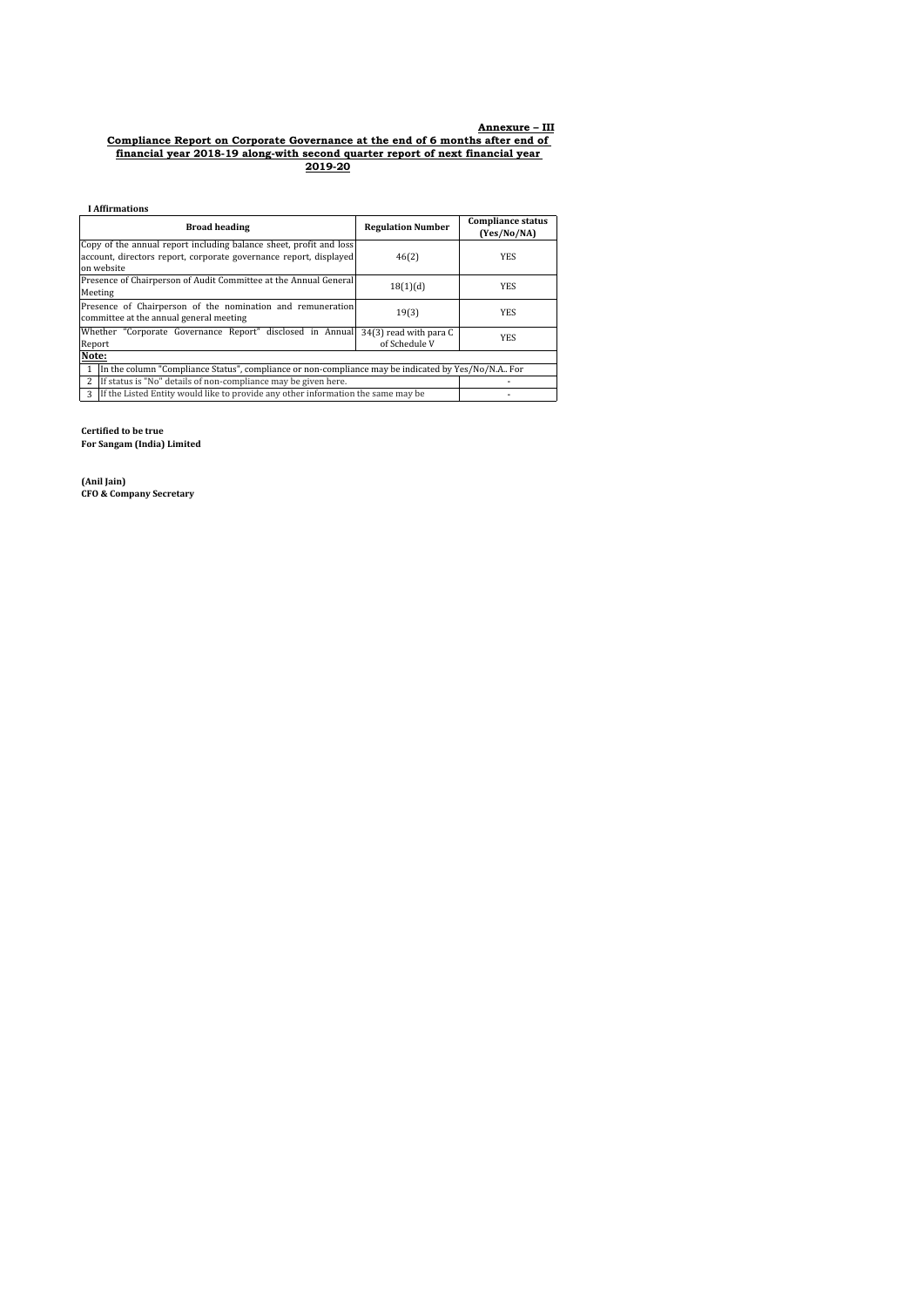**Annexure – III**

## Compliance Report on Corporate Governance at the end of 6 months after end of financial year 2018-19 along-with second quarter report of next financial year 2019-20

**I Affirmations**

| | Broad heading | Regulation Number | Compliance status (Yes/No/NA) |
|---|---|---|---|
| | Copy of the annual report including balance sheet, profit and loss account, directors report, corporate governance report, displayed on website | 46(2) | YES |
| | Presence of Chairperson of Audit Committee at the Annual General Meeting | 18(1)(d) | YES |
| | Presence of Chairperson of the nomination and remuneration committee at the annual general meeting | 19(3) | YES |
| | Whether "Corporate Governance Report" disclosed in Annual Report | 34(3) read with para C of Schedule V | YES |
| **Note:** | | | |
| 1 | In the column "Compliance Status", compliance or non-compliance may be indicated by Yes/No/N.A.. For | | |
| 2 | If status is "No" details of non-compliance may be given here. | | - |
| 3 | If the Listed Entity would like to provide any other information the same may be | | - |

**Certified to be true**
**For Sangam (India) Limited**

**(Anil Jain)**
**CFO & Company Secretary**